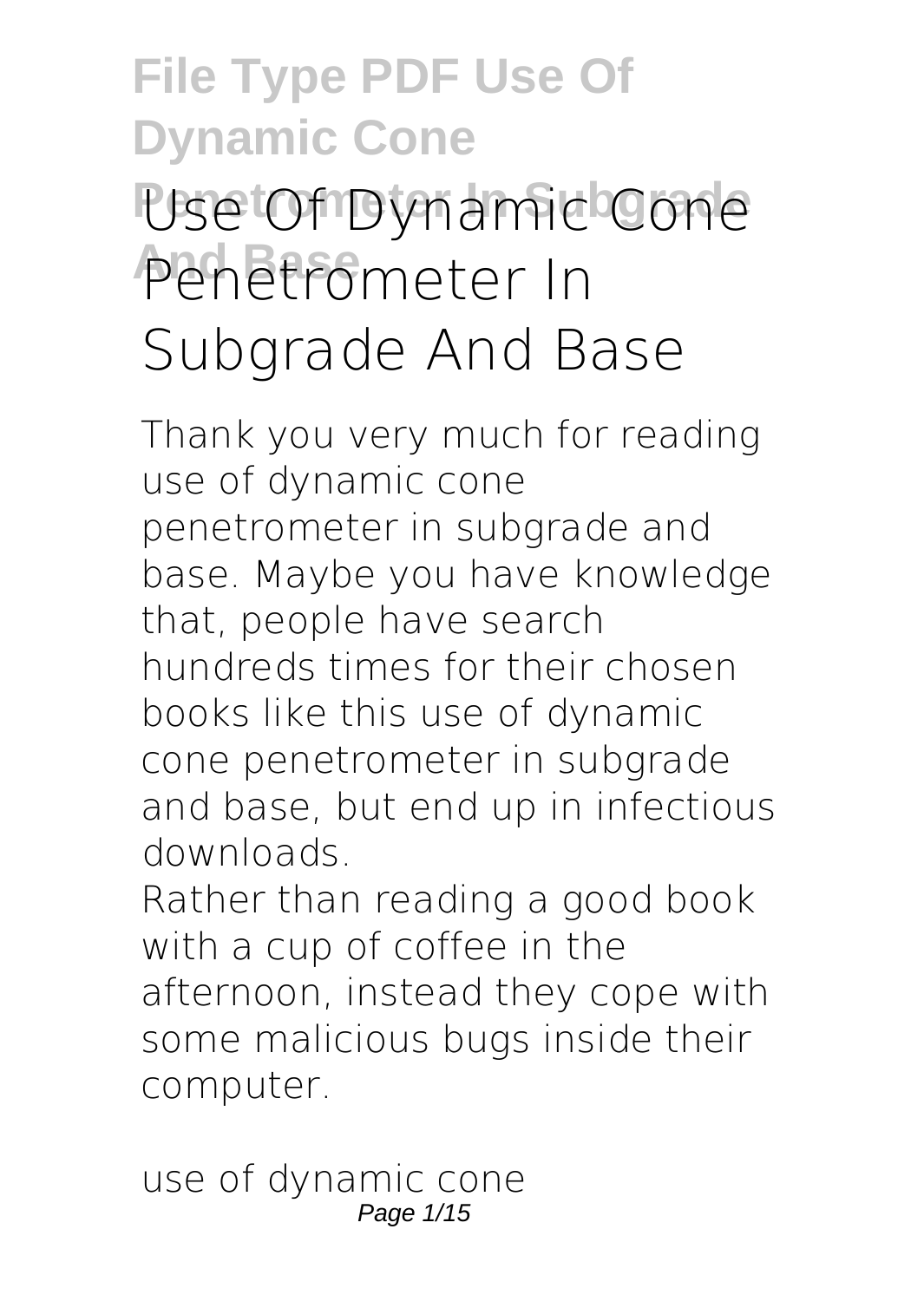# Use Of Dynamic Cone Penetrometer In Subgrade And Base

Thank you very much for reading **use of dynamic cone penetrometer in subgrade and base**. Maybe you have knowledge that, people have search hundreds times for their chosen books like this use of dynamic cone penetrometer in subgrade and base, but end up in infectious downloads.

Rather than reading a good book with a cup of coffee in the afternoon, instead they cope with some malicious bugs inside their computer.

use of dynamic cone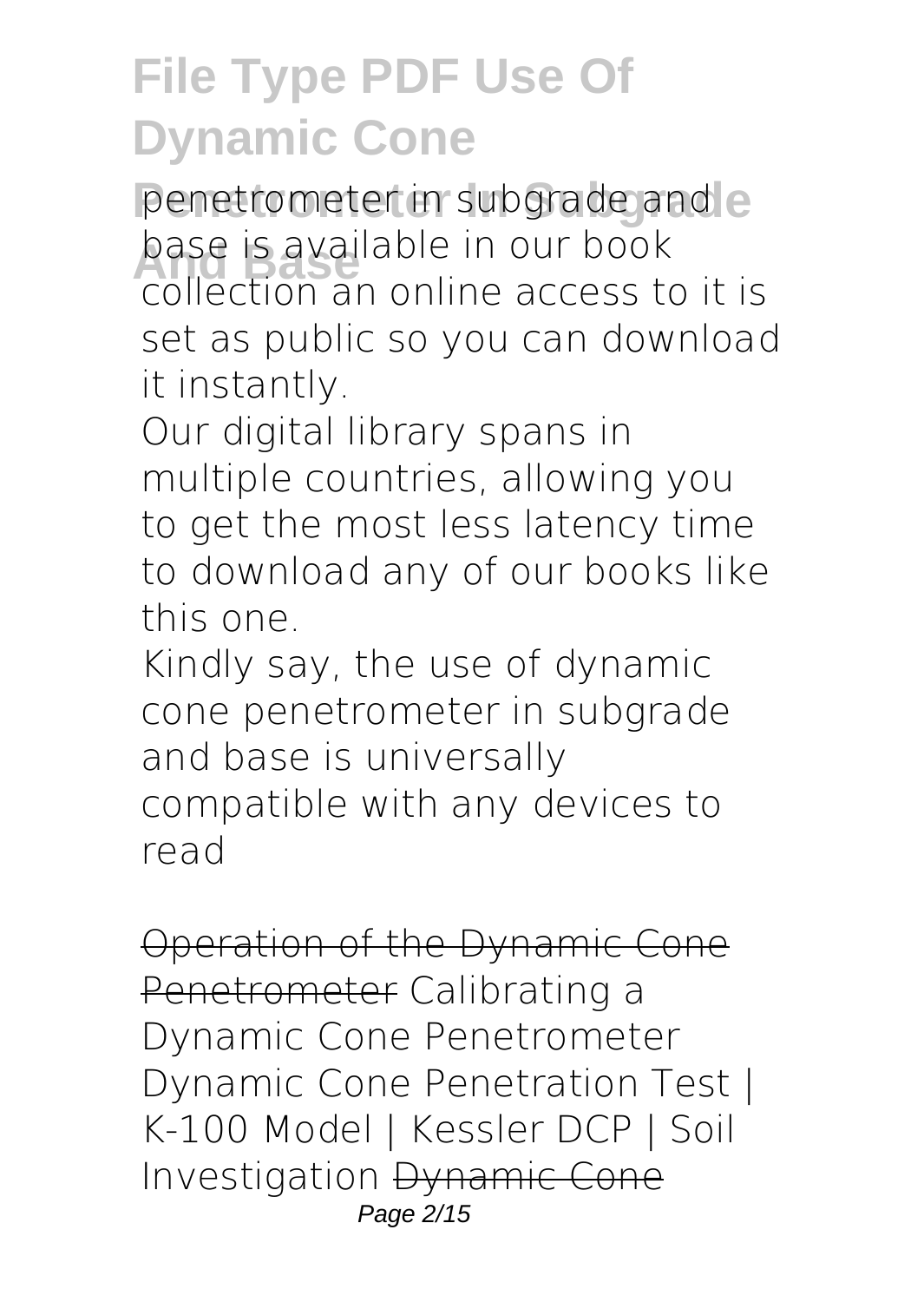penetrometer in subgrade and base is available in our book collection an online access to it is set as public so you can download it instantly.

Our digital library spans in multiple countries, allowing you to get the most less latency time to download any of our books like this one.

Kindly say, the use of dynamic cone penetrometer in subgrade and base is universally compatible with any devices to read

~~Operation of the Dynamic Cone Penetrometer~~ Calibrating a Dynamic Cone Penetrometer Dynamic Cone Penetration Test | K-100 Model | Kessler DCP | Soil Investigation ~~Dynamic Cone~~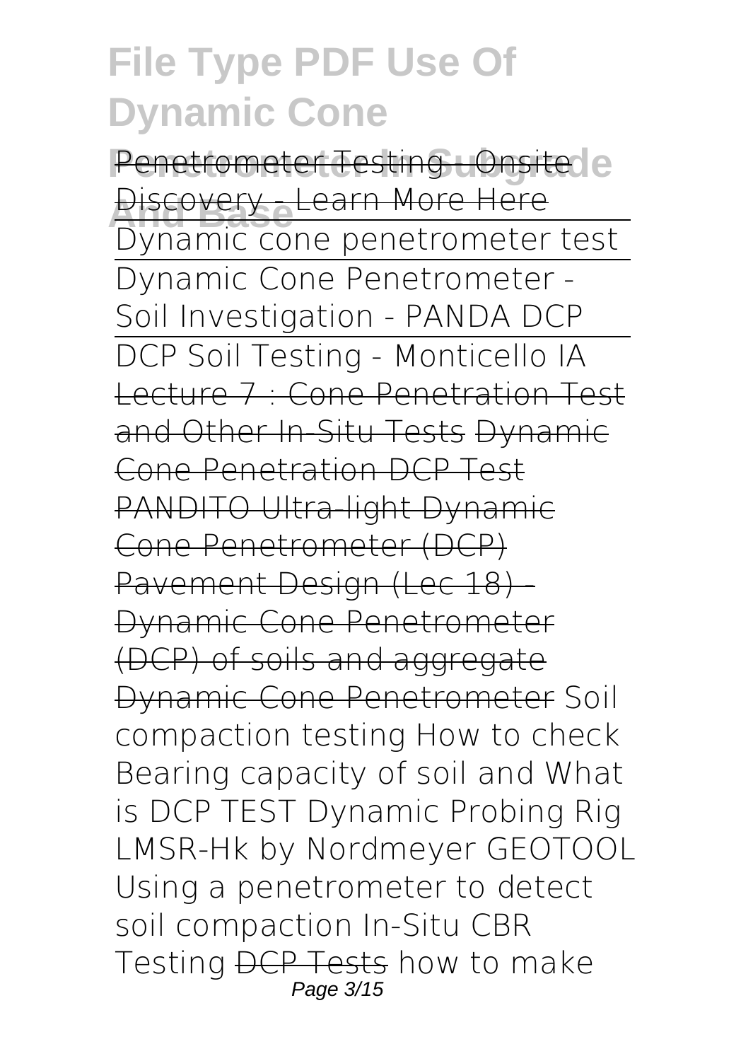Penetrometer Testing - Onsite Discovery - Learn More Here

Dynamic cone penetrometer test

Dynamic Cone Penetrometer - Soil Investigation - PANDA DCP

DCP Soil Testing - Monticello IA

Lecture 7 : Cone Penetration Test and Other In-Situ Tests Dynamic Cone Penetration DCP Test PANDITO Ultra-light Dynamic Cone Penetrometer (DCP) Pavement Design (Lec 18) - Dynamic Cone Penetrometer (DCP) of soils and aggregate Dynamic Cone Penetrometer Soil compaction testing How to check Bearing capacity of soil and What is DCP TEST Dynamic Probing Rig LMSR-Hk by Nordmeyer GEOTOOL Using a penetrometer to detect soil compaction In-Situ CBR Testing DCP Tests how to make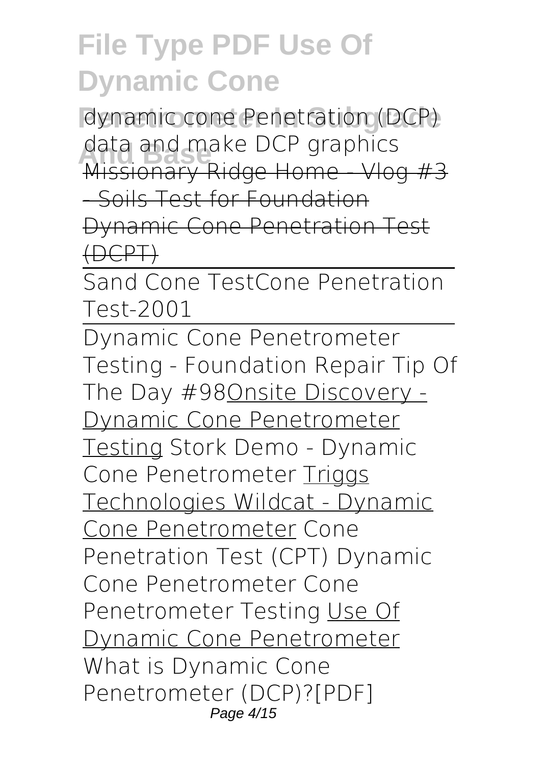dynamic cone Penetration (DCP) data and make DCP graphics Missionary Ridge Home - Vlog #3 - Soils Test for Foundation Dynamic Cone Penetration Test (DCPT)

Sand Cone TestCone Penetration Test-2001

Dynamic Cone Penetrometer Testing - Foundation Repair Tip Of The Day #98Onsite Discovery - Dynamic Cone Penetrometer Testing Stork Demo - Dynamic Cone Penetrometer Triggs Technologies Wildcat - Dynamic Cone Penetrometer Cone Penetration Test (CPT) Dynamic Cone Penetrometer Cone Penetrometer Testing Use Of Dynamic Cone Penetrometer What is Dynamic Cone Penetrometer (DCP)?[PDF]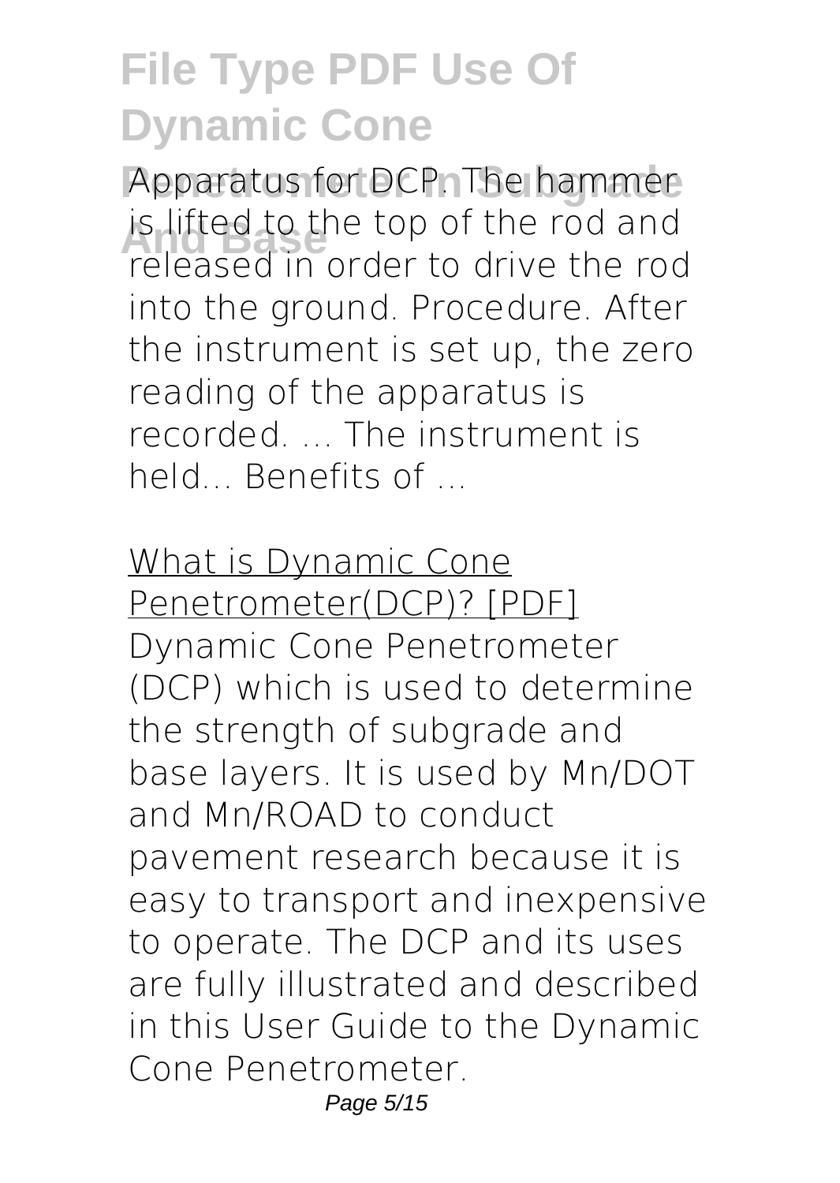Apparatus for DCP. The hammer is lifted to the top of the rod and released in order to drive the rod into the ground. Procedure. After the instrument is set up, the zero reading of the apparatus is recorded. ... The instrument is held... Benefits of ...

What is Dynamic Cone Penetrometer(DCP)? [PDF]

Dynamic Cone Penetrometer (DCP) which is used to determine the strength of subgrade and base layers. It is used by Mn/DOT and Mn/ROAD to conduct pavement research because it is easy to transport and inexpensive to operate. The DCP and its uses are fully illustrated and described in this User Guide to the Dynamic Cone Penetrometer.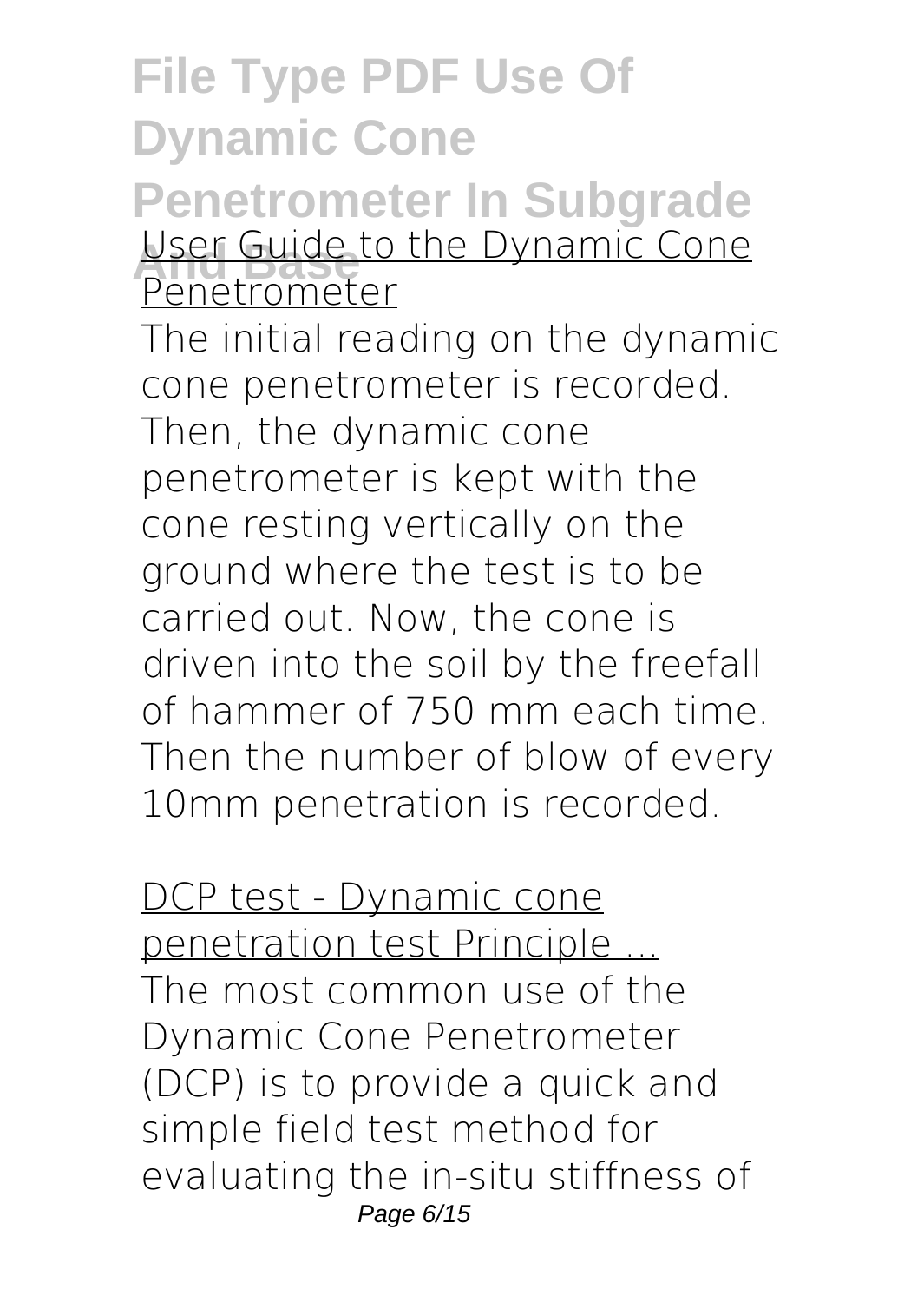User Guide to the Dynamic Cone Penetrometer

The initial reading on the dynamic cone penetrometer is recorded. Then, the dynamic cone penetrometer is kept with the cone resting vertically on the ground where the test is to be carried out. Now, the cone is driven into the soil by the freefall of hammer of 750 mm each time. Then the number of blow of every 10mm penetration is recorded.

DCP test - Dynamic cone penetration test Principle ...

The most common use of the Dynamic Cone Penetrometer (DCP) is to provide a quick and simple field test method for evaluating the in-situ stiffness of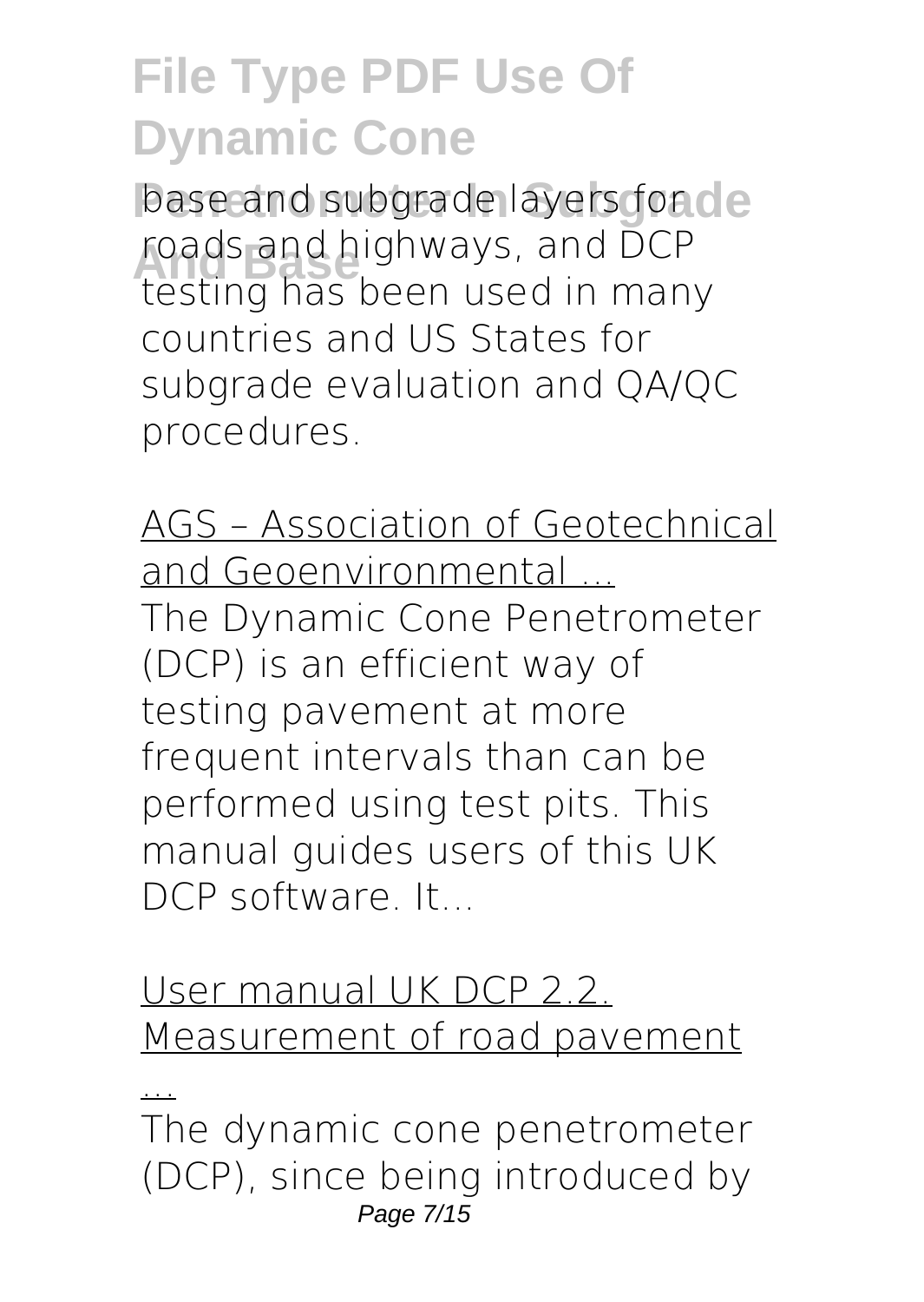base and subgrade layers for roads and highways, and DCP testing has been used in many countries and US States for subgrade evaluation and QA/QC procedures.

AGS – Association of Geotechnical and Geoenvironmental ...

The Dynamic Cone Penetrometer (DCP) is an efficient way of testing pavement at more frequent intervals than can be performed using test pits. This manual guides users of this UK DCP software. It...

User manual UK DCP 2.2. Measurement of road pavement ...

The dynamic cone penetrometer (DCP), since being introduced by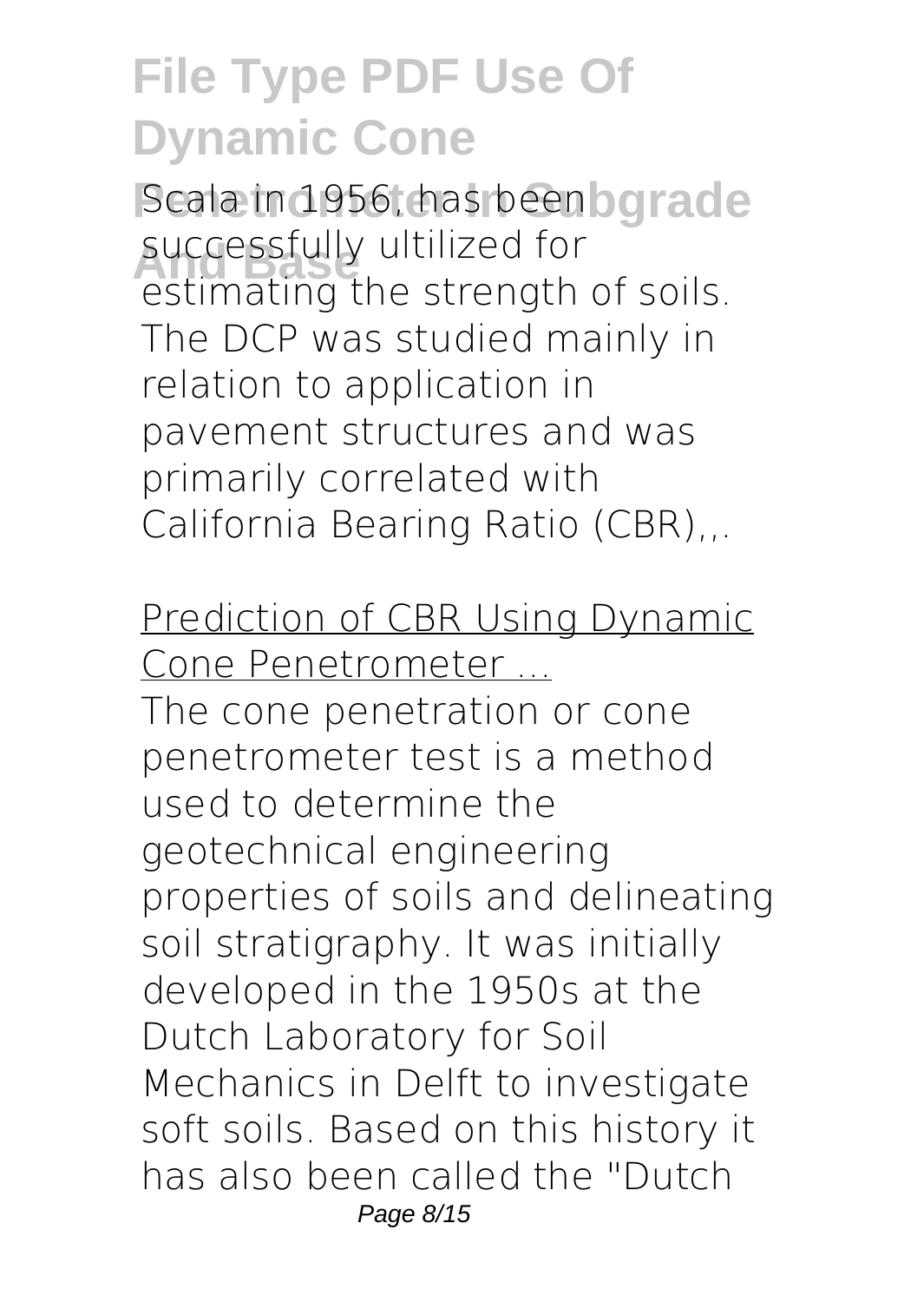Scala in 1956, has been successfully ultilized for estimating the strength of soils. The DCP was studied mainly in relation to application in pavement structures and was primarily correlated with California Bearing Ratio (CBR),,.

Prediction of CBR Using Dynamic Cone Penetrometer ...

The cone penetration or cone penetrometer test is a method used to determine the geotechnical engineering properties of soils and delineating soil stratigraphy. It was initially developed in the 1950s at the Dutch Laboratory for Soil Mechanics in Delft to investigate soft soils. Based on this history it has also been called the "Dutch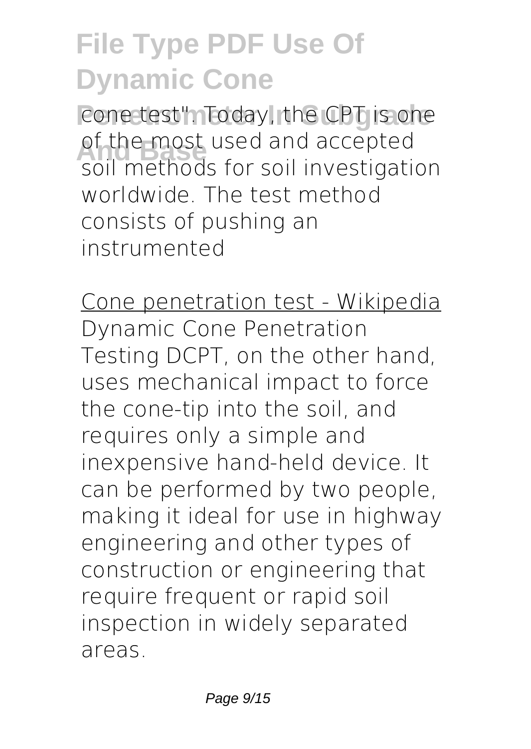cone test". Today, the CPT is one of the most used and accepted soil methods for soil investigation worldwide. The test method consists of pushing an instrumented

Cone penetration test - Wikipedia

Dynamic Cone Penetration Testing DCPT, on the other hand, uses mechanical impact to force the cone-tip into the soil, and requires only a simple and inexpensive hand-held device. It can be performed by two people, making it ideal for use in highway engineering and other types of construction or engineering that require frequent or rapid soil inspection in widely separated areas.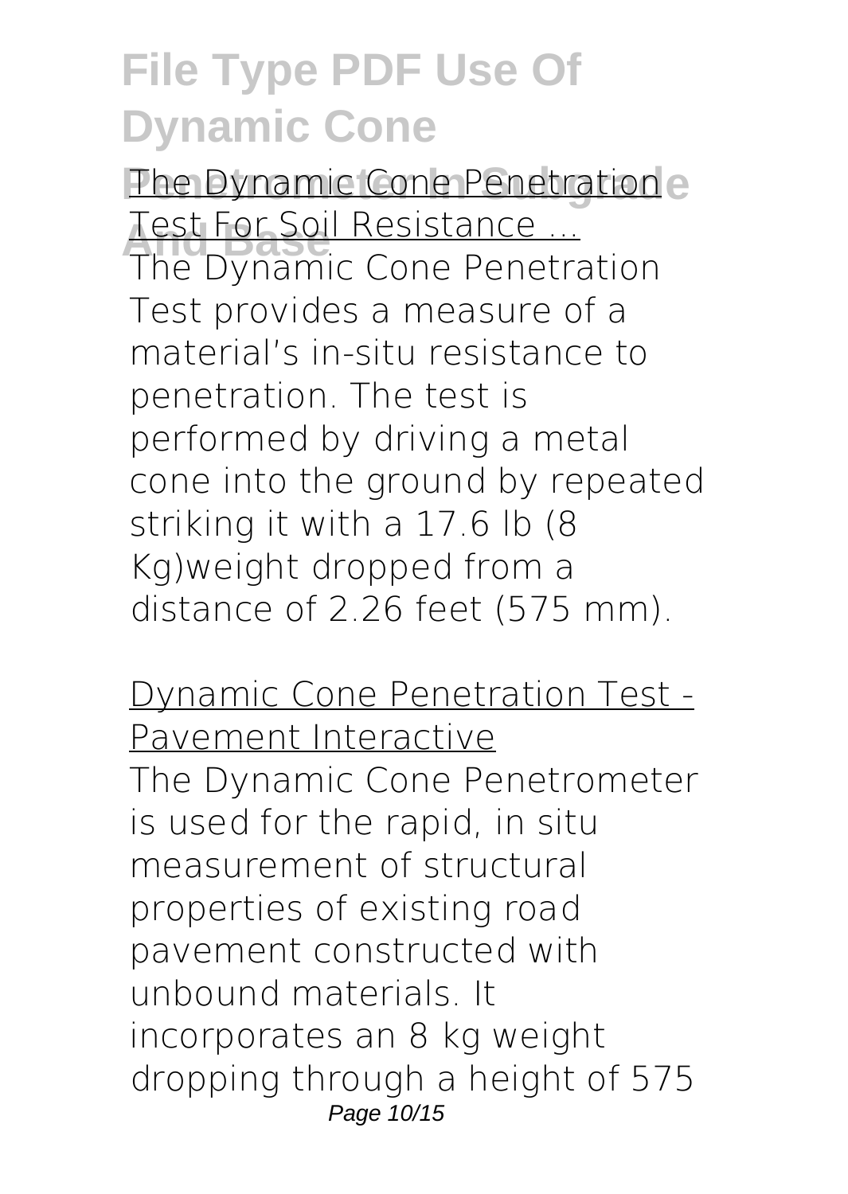The Dynamic Cone Penetration Test For Soil Resistance ...

The Dynamic Cone Penetration Test provides a measure of a material's in-situ resistance to penetration. The test is performed by driving a metal cone into the ground by repeated striking it with a 17.6 lb (8 Kg)weight dropped from a distance of 2.26 feet (575 mm).

Dynamic Cone Penetration Test - Pavement Interactive

The Dynamic Cone Penetrometer is used for the rapid, in situ measurement of structural properties of existing road pavement constructed with unbound materials. It incorporates an 8 kg weight dropping through a height of 575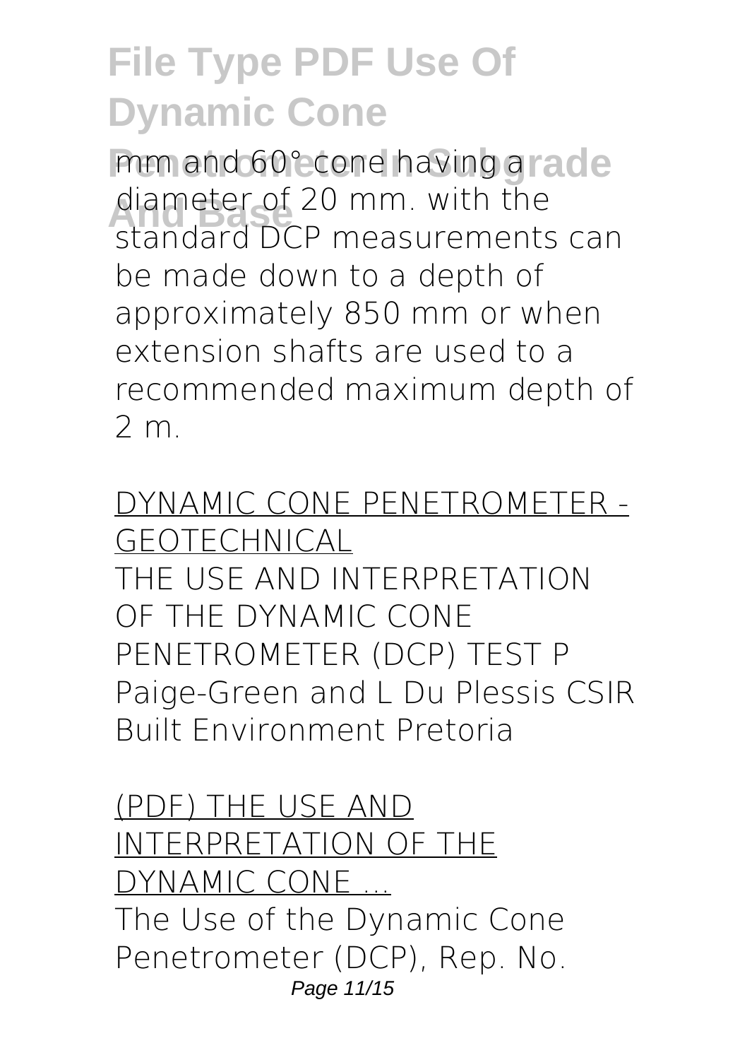mm and 60° cone having a diameter of 20 mm. with the standard DCP measurements can be made down to a depth of approximately 850 mm or when extension shafts are used to a recommended maximum depth of 2 m.

DYNAMIC CONE PENETROMETER - GEOTECHNICAL

THE USE AND INTERPRETATION OF THE DYNAMIC CONE PENETROMETER (DCP) TEST P Paige-Green and L Du Plessis CSIR Built Environment Pretoria

(PDF) THE USE AND INTERPRETATION OF THE DYNAMIC CONE ...

The Use of the Dynamic Cone Penetrometer (DCP), Rep. No.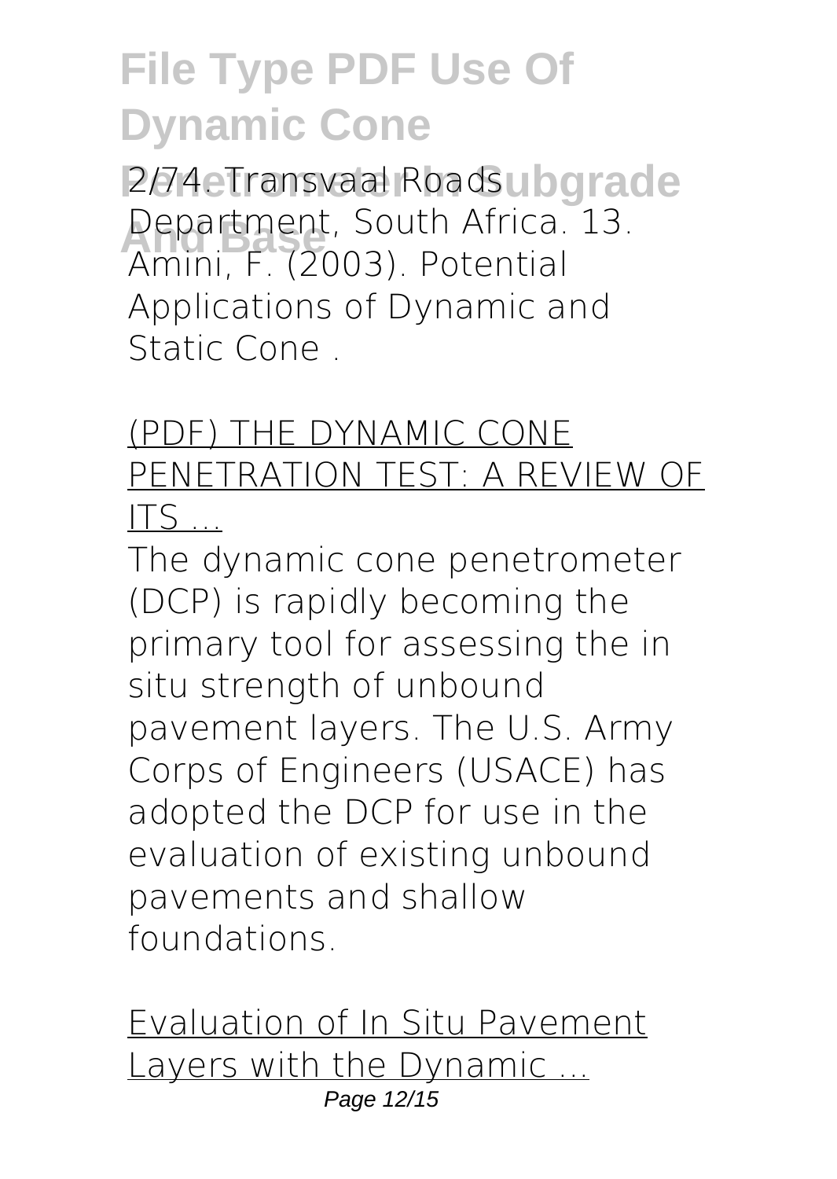2/74. Transvaal Roads Department, South Africa. 13. Amini, F. (2003). Potential Applications of Dynamic and Static Cone .

(PDF) THE DYNAMIC CONE PENETRATION TEST: A REVIEW OF ITS ...

The dynamic cone penetrometer (DCP) is rapidly becoming the primary tool for assessing the in situ strength of unbound pavement layers. The U.S. Army Corps of Engineers (USACE) has adopted the DCP for use in the evaluation of existing unbound pavements and shallow foundations.

Evaluation of In Situ Pavement Layers with the Dynamic ...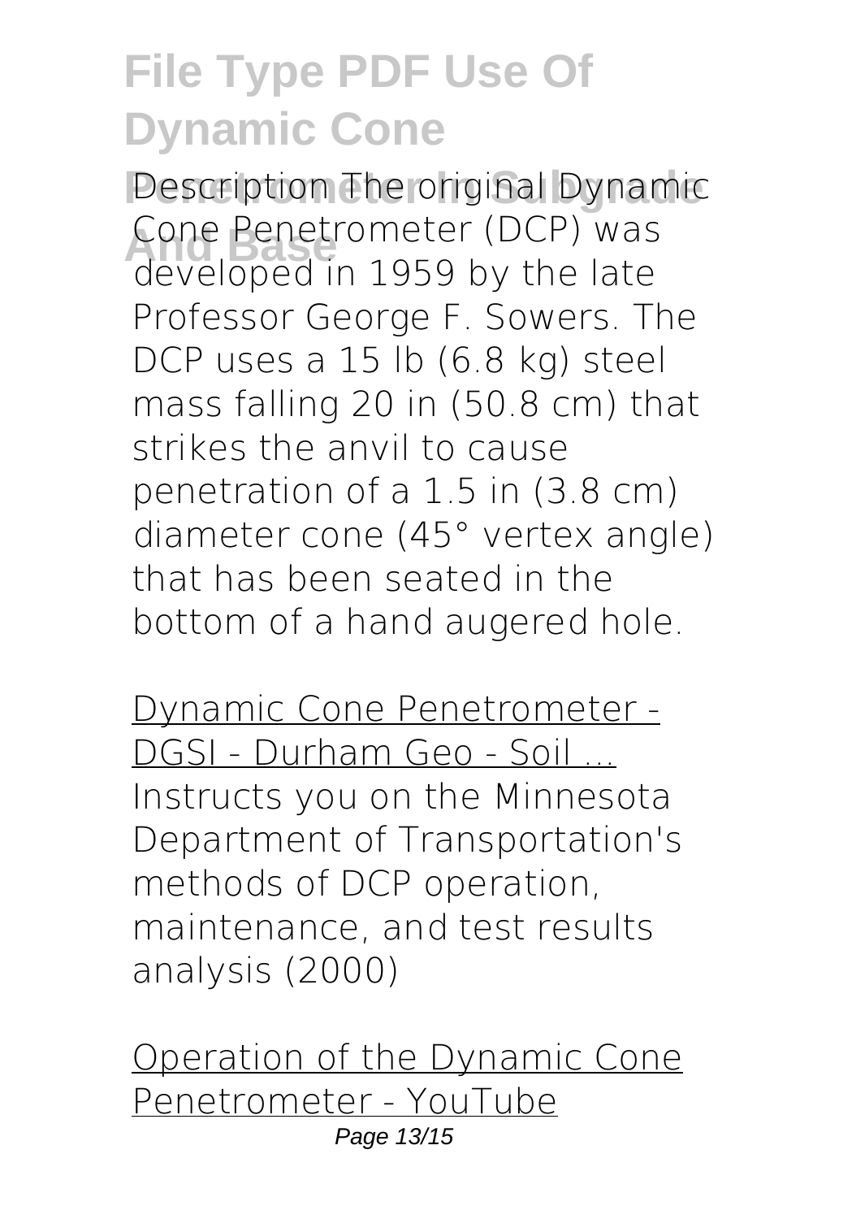Description The original Dynamic Cone Penetrometer (DCP) was developed in 1959 by the late Professor George F. Sowers. The DCP uses a 15 lb (6.8 kg) steel mass falling 20 in (50.8 cm) that strikes the anvil to cause penetration of a 1.5 in (3.8 cm) diameter cone (45° vertex angle) that has been seated in the bottom of a hand augered hole.

Dynamic Cone Penetrometer - DGSI - Durham Geo - Soil ...

Instructs you on the Minnesota Department of Transportation's methods of DCP operation, maintenance, and test results analysis (2000)

Operation of the Dynamic Cone Penetrometer - YouTube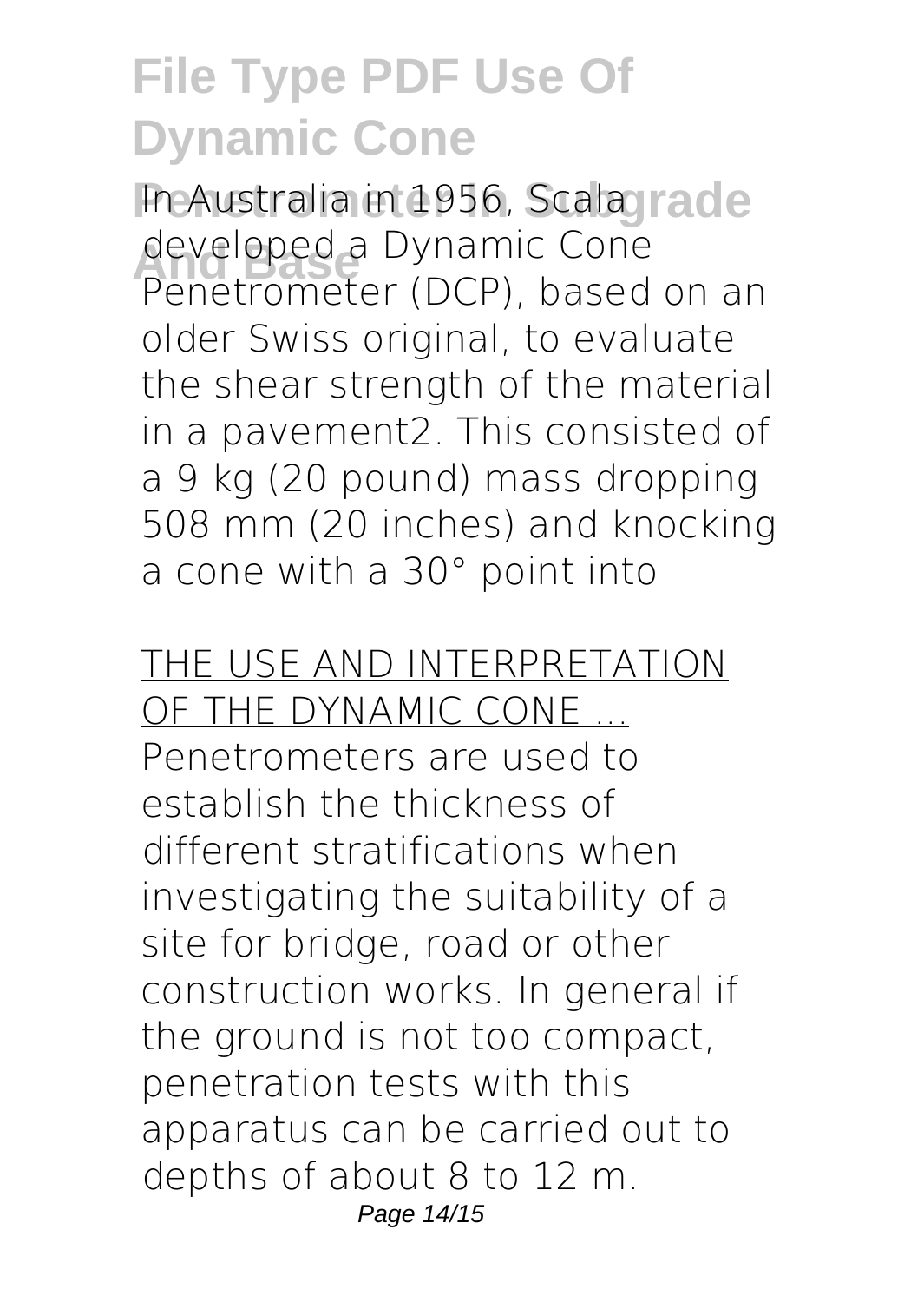In Australia in 1956, Scala developed a Dynamic Cone Penetrometer (DCP), based on an older Swiss original, to evaluate the shear strength of the material in a pavement2. This consisted of a 9 kg (20 pound) mass dropping 508 mm (20 inches) and knocking a cone with a 30° point into

THE USE AND INTERPRETATION OF THE DYNAMIC CONE ...

Penetrometers are used to establish the thickness of different stratifications when investigating the suitability of a site for bridge, road or other construction works. In general if the ground is not too compact, penetration tests with this apparatus can be carried out to depths of about 8 to 12 m.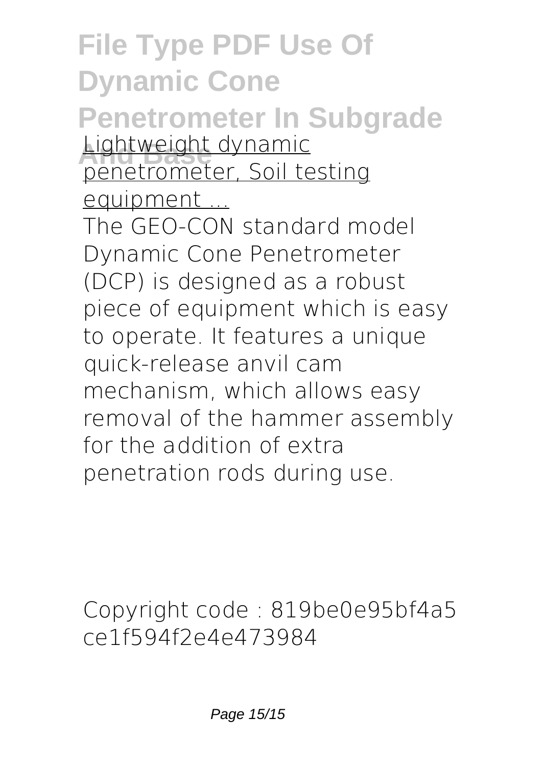Lightweight dynamic penetrometer, Soil testing equipment ...

The GEO-CON standard model Dynamic Cone Penetrometer (DCP) is designed as a robust piece of equipment which is easy to operate. It features a unique quick-release anvil cam mechanism, which allows easy removal of the hammer assembly for the addition of extra penetration rods during use.

Copyright code : 819be0e95bf4a5ce1f594f2e4e473984